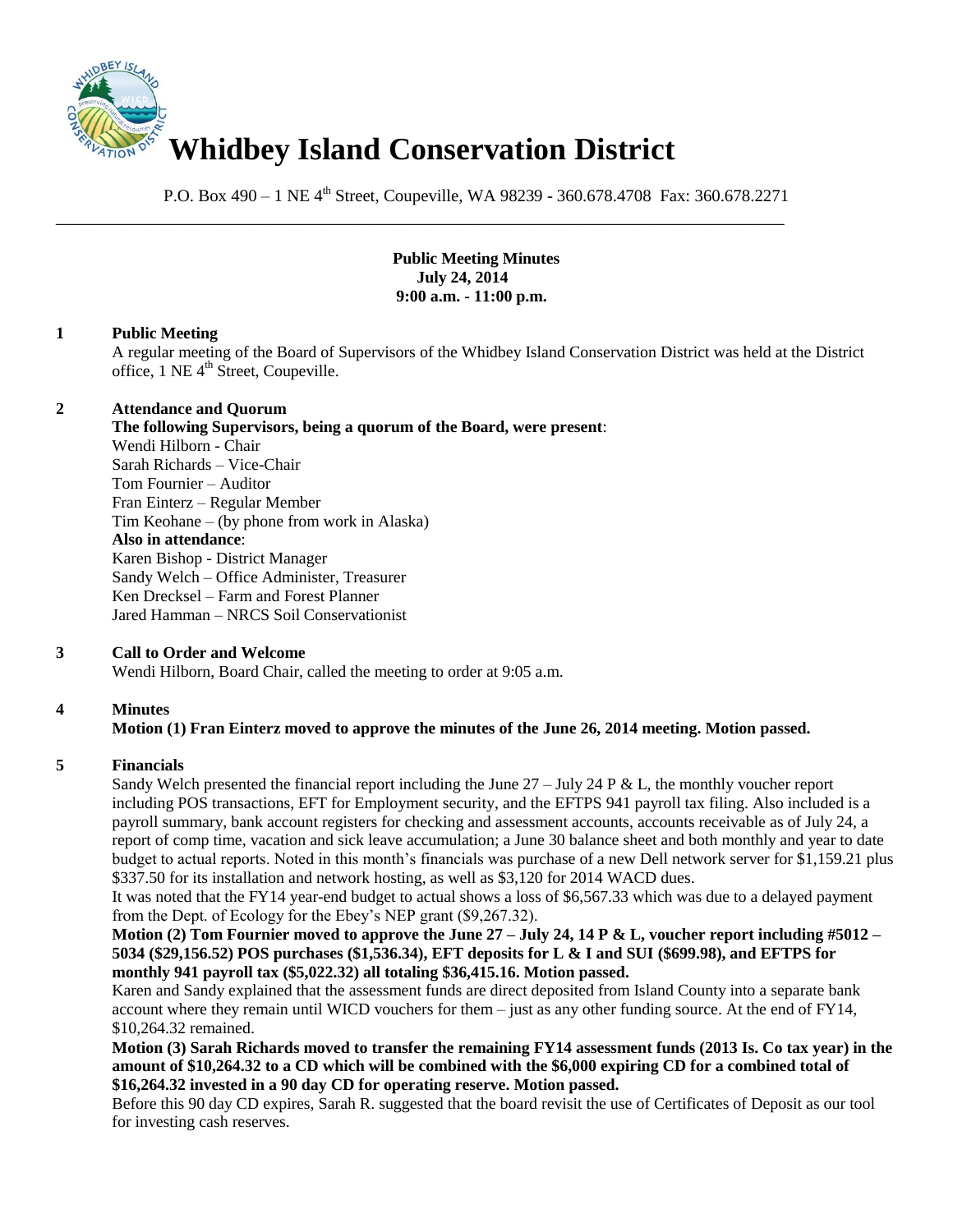# Whidbey Island Conservation District

P.O. Box 490 – 1 NE 4th Street, Coupeville, WA 98239 - 360.678.4708 Fax: 360.678.2271

**Public Meeting Minutes**
**July 24, 2014**
**9:00 a.m. - 11:00 p.m.**

**1 Public Meeting**

A regular meeting of the Board of Supervisors of the Whidbey Island Conservation District was held at the District office, 1 NE 4th Street, Coupeville.

**2 Attendance and Quorum**

**The following Supervisors, being a quorum of the Board, were present**:
Wendi Hilborn - Chair
Sarah Richards – Vice-Chair
Tom Fournier – Auditor
Fran Einterz – Regular Member
Tim Keohane – (by phone from work in Alaska)

**Also in attendance**:
Karen Bishop - District Manager
Sandy Welch – Office Administer, Treasurer
Ken Drecksel – Farm and Forest Planner
Jared Hamman – NRCS Soil Conservationist

**3 Call to Order and Welcome**

Wendi Hilborn, Board Chair, called the meeting to order at 9:05 a.m.

**4 Minutes**

**Motion (1) Fran Einterz moved to approve the minutes of the June 26, 2014 meeting. Motion passed.**

**5 Financials**

Sandy Welch presented the financial report including the June 27 – July 24 P & L, the monthly voucher report including POS transactions, EFT for Employment security, and the EFTPS 941 payroll tax filing. Also included is a payroll summary, bank account registers for checking and assessment accounts, accounts receivable as of July 24, a report of comp time, vacation and sick leave accumulation; a June 30 balance sheet and both monthly and year to date budget to actual reports. Noted in this month's financials was purchase of a new Dell network server for $1,159.21 plus $337.50 for its installation and network hosting, as well as $3,120 for 2014 WACD dues.

It was noted that the FY14 year-end budget to actual shows a loss of $6,567.33 which was due to a delayed payment from the Dept. of Ecology for the Ebey's NEP grant ($9,267.32).

**Motion (2) Tom Fournier moved to approve the June 27 – July 24, 14 P & L, voucher report including #5012 – 5034 ($29,156.52) POS purchases ($1,536.34), EFT deposits for L & I and SUI ($699.98), and EFTPS for monthly 941 payroll tax ($5,022.32) all totaling $36,415.16. Motion passed.**

Karen and Sandy explained that the assessment funds are direct deposited from Island County into a separate bank account where they remain until WICD vouchers for them – just as any other funding source. At the end of FY14, $10,264.32 remained.

**Motion (3) Sarah Richards moved to transfer the remaining FY14 assessment funds (2013 Is. Co tax year) in the amount of $10,264.32 to a CD which will be combined with the $6,000 expiring CD for a combined total of $16,264.32 invested in a 90 day CD for operating reserve. Motion passed.**

Before this 90 day CD expires, Sarah R. suggested that the board revisit the use of Certificates of Deposit as our tool for investing cash reserves.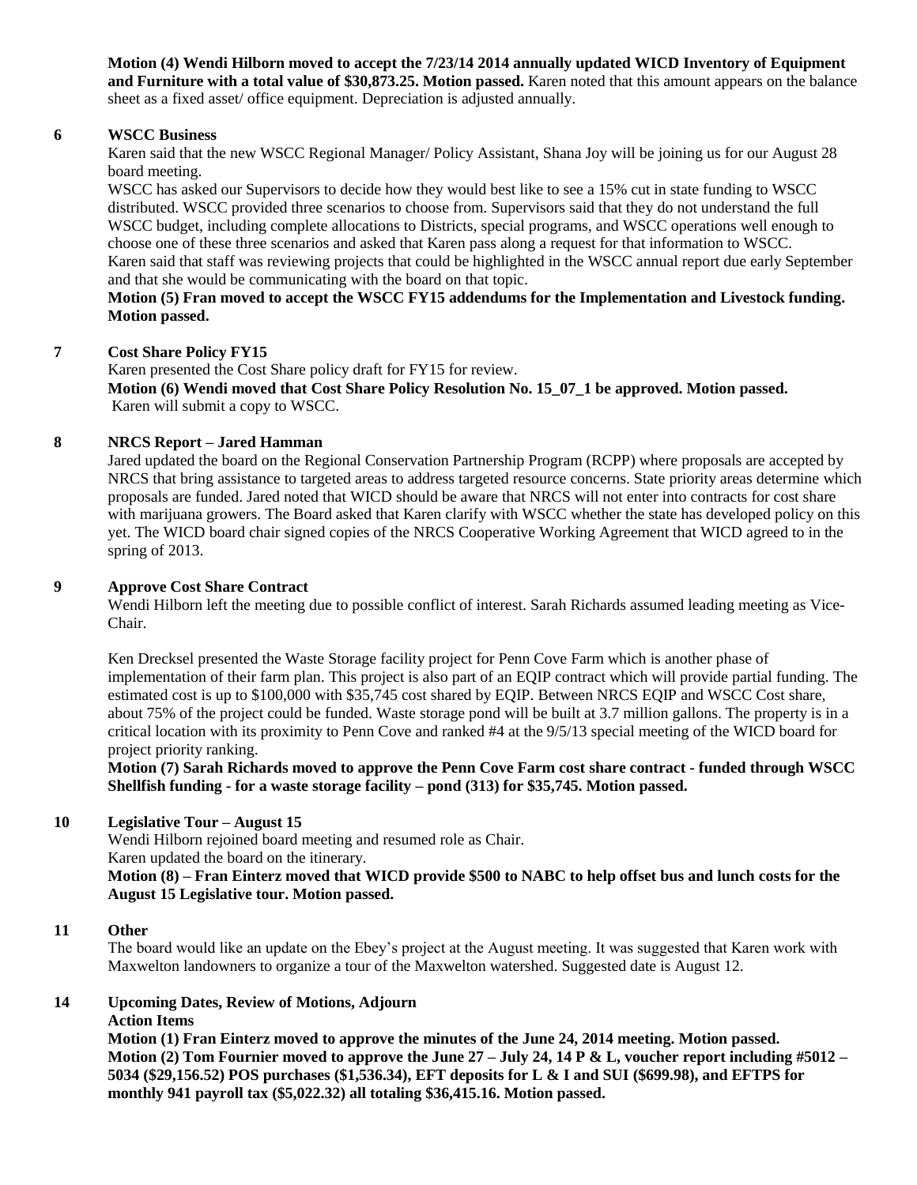**Motion (4) Wendi Hilborn moved to accept the 7/23/14 2014 annually updated WICD Inventory of Equipment and Furniture with a total value of $30,873.25. Motion passed.** Karen noted that this amount appears on the balance sheet as a fixed asset/ office equipment. Depreciation is adjusted annually.

**6 WSCC Business**

Karen said that the new WSCC Regional Manager/ Policy Assistant, Shana Joy will be joining us for our August 28 board meeting.

WSCC has asked our Supervisors to decide how they would best like to see a 15% cut in state funding to WSCC distributed. WSCC provided three scenarios to choose from. Supervisors said that they do not understand the full WSCC budget, including complete allocations to Districts, special programs, and WSCC operations well enough to choose one of these three scenarios and asked that Karen pass along a request for that information to WSCC.

Karen said that staff was reviewing projects that could be highlighted in the WSCC annual report due early September and that she would be communicating with the board on that topic.

**Motion (5) Fran moved to accept the WSCC FY15 addendums for the Implementation and Livestock funding. Motion passed.**

**7 Cost Share Policy FY15**

Karen presented the Cost Share policy draft for FY15 for review.

**Motion (6) Wendi moved that Cost Share Policy Resolution No. 15_07_1 be approved. Motion passed.**

Karen will submit a copy to WSCC.

**8 NRCS Report – Jared Hamman**

Jared updated the board on the Regional Conservation Partnership Program (RCPP) where proposals are accepted by NRCS that bring assistance to targeted areas to address targeted resource concerns. State priority areas determine which proposals are funded. Jared noted that WICD should be aware that NRCS will not enter into contracts for cost share with marijuana growers. The Board asked that Karen clarify with WSCC whether the state has developed policy on this yet. The WICD board chair signed copies of the NRCS Cooperative Working Agreement that WICD agreed to in the spring of 2013.

**9 Approve Cost Share Contract**

Wendi Hilborn left the meeting due to possible conflict of interest. Sarah Richards assumed leading meeting as Vice-Chair.

Ken Drecksel presented the Waste Storage facility project for Penn Cove Farm which is another phase of implementation of their farm plan. This project is also part of an EQIP contract which will provide partial funding. The estimated cost is up to $100,000 with $35,745 cost shared by EQIP. Between NRCS EQIP and WSCC Cost share, about 75% of the project could be funded. Waste storage pond will be built at 3.7 million gallons. The property is in a critical location with its proximity to Penn Cove and ranked #4 at the 9/5/13 special meeting of the WICD board for project priority ranking.

**Motion (7) Sarah Richards moved to approve the Penn Cove Farm cost share contract - funded through WSCC Shellfish funding - for a waste storage facility – pond (313) for $35,745. Motion passed.**

**10 Legislative Tour – August 15**

Wendi Hilborn rejoined board meeting and resumed role as Chair.

Karen updated the board on the itinerary.

**Motion (8) – Fran Einterz moved that WICD provide $500 to NABC to help offset bus and lunch costs for the August 15 Legislative tour. Motion passed.**

**11 Other**

The board would like an update on the Ebey's project at the August meeting. It was suggested that Karen work with Maxwelton landowners to organize a tour of the Maxwelton watershed. Suggested date is August 12.

**14 Upcoming Dates, Review of Motions, Adjourn**

**Action Items**

**Motion (1) Fran Einterz moved to approve the minutes of the June 24, 2014 meeting. Motion passed.**

**Motion (2) Tom Fournier moved to approve the June 27 – July 24, 14 P & L, voucher report including #5012 – 5034 ($29,156.52) POS purchases ($1,536.34), EFT deposits for L & I and SUI ($699.98), and EFTPS for monthly 941 payroll tax ($5,022.32) all totaling $36,415.16. Motion passed.**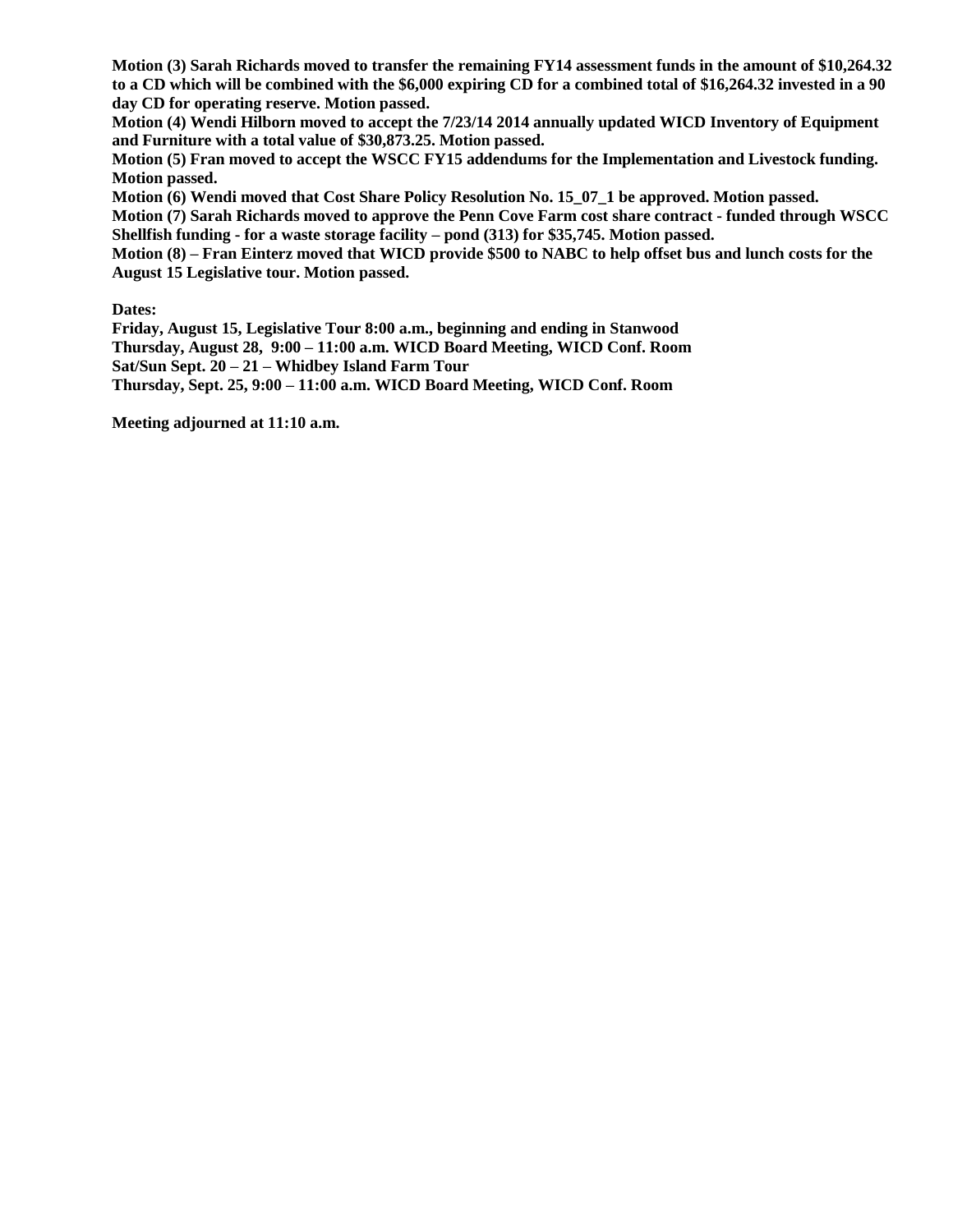**Motion (3) Sarah Richards moved to transfer the remaining FY14 assessment funds in the amount of $10,264.32 to a CD which will be combined with the $6,000 expiring CD for a combined total of $16,264.32 invested in a 90 day CD for operating reserve. Motion passed.**

**Motion (4) Wendi Hilborn moved to accept the 7/23/14 2014 annually updated WICD Inventory of Equipment and Furniture with a total value of $30,873.25. Motion passed.**

**Motion (5) Fran moved to accept the WSCC FY15 addendums for the Implementation and Livestock funding. Motion passed.**

**Motion (6) Wendi moved that Cost Share Policy Resolution No. 15_07_1 be approved. Motion passed.**

**Motion (7) Sarah Richards moved to approve the Penn Cove Farm cost share contract - funded through WSCC Shellfish funding - for a waste storage facility – pond (313) for $35,745. Motion passed.**

**Motion (8) – Fran Einterz moved that WICD provide $500 to NABC to help offset bus and lunch costs for the August 15 Legislative tour. Motion passed.**

**Dates:**

**Friday, August 15, Legislative Tour 8:00 a.m., beginning and ending in Stanwood**
**Thursday, August 28, 9:00 – 11:00 a.m. WICD Board Meeting, WICD Conf. Room**
**Sat/Sun Sept. 20 – 21 – Whidbey Island Farm Tour**
**Thursday, Sept. 25, 9:00 – 11:00 a.m. WICD Board Meeting, WICD Conf. Room**

**Meeting adjourned at 11:10 a.m.**